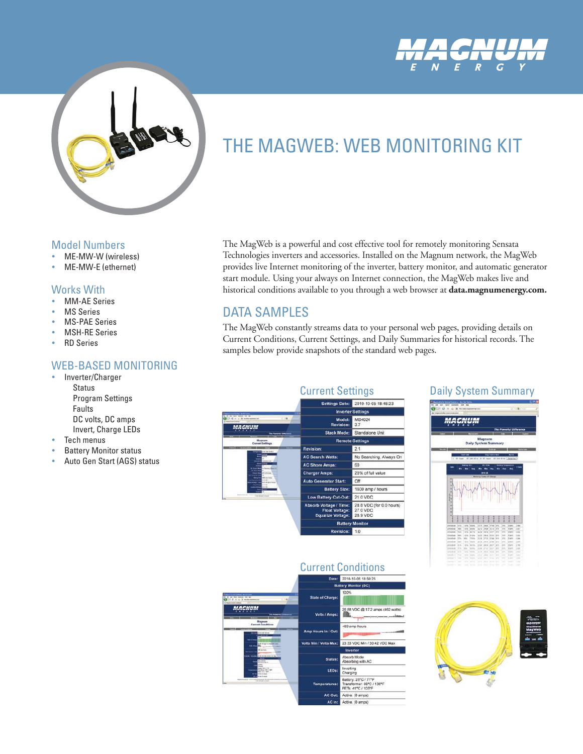# THE MAGWEB: WEB MONITORING KIT

## Model Numbers

- ME-MW-W (wireless)
- ME-MW-E (ethernet)

## Works With

- MM-AE Series
- MS Series
- MS-PAE Series
- MSH-RE Series
- RD Series

## WEB-BASED MONITORING

- Inverter/Charger
  - Status
  - Program Settings
  - Faults
  - DC volts, DC amps
  - Invert, Charge LEDs
- Tech menus
- Battery Monitor status
- Auto Gen Start (AGS) status

The MagWeb is a powerful and cost effective tool for remotely monitoring Sensata Technologies inverters and accessories. Installed on the Magnum network, the MagWeb provides live Internet monitoring of the inverter, battery monitor, and automatic generator start module. Using your always on Internet connection, the MagWeb makes live and historical conditions available to you through a web browser at **data.magnumenergy.com.**

## DATA SAMPLES

The MagWeb constantly streams data to your personal web pages, providing details on Current Conditions, Current Settings, and Daily Summaries for historical records. The samples below provide snapshots of the standard web pages.

### Current Settings

| | |
|---|---|
| Settings Date: | 2010-10-05 18:48:23 |
| **Inverter Settings** | |
| Model: | MS4024 |
| Revision: | 3.7 |
| Stack Mode: | Standalone Unit |
| **Remote Settings** | |
| Revision: | 2.1 |
| AC Search Watts: | No Searching, Always On |
| AC Shore Amps: | 60 |
| Charger Amps: | 20% of full value |
| Auto Generator Start: | Off |
| Battery Size: | 1600 amp / hours |
| Low Battery Cut-Out: | 21.0 VDC |
| Absorb Voltage / Time: | 28.8 VDC (for 0.0 hours) |
| Float Voltage: | 27.0 VDC |
| Equalize Voltage: | 28.8 VDC |
| **Battery Monitor** | |
| Revision: | 1.0 |

### Daily System Summary

### Current Conditions

| | |
|---|---|
| Date: | 2010-10-05 18:50:25 |
| **Battery Monitor (DC)** | |
| State of Charge: | 100% |
| Volts / Amps: | 26.88 VDC @ 17.2 amps (462 watts) |
| Amp Hours In / Out: | +60 amp hours |
| Volts Min / Volts Max: | 23.33 VDC Min / 30.42 VDC Max |
| **Inverter** | |
| Status: | Absorb Mode, Absorbing with AC |
| LEDs: | Inverting, Charging |
| Temperatures: | Battery: 25°C / 77°F, Transformer: 60°C / 136°F, FETs: 41°C / 105°F |
| AC Out: | Active. (0 amps) |
| AC In: | Active. (0 amps) |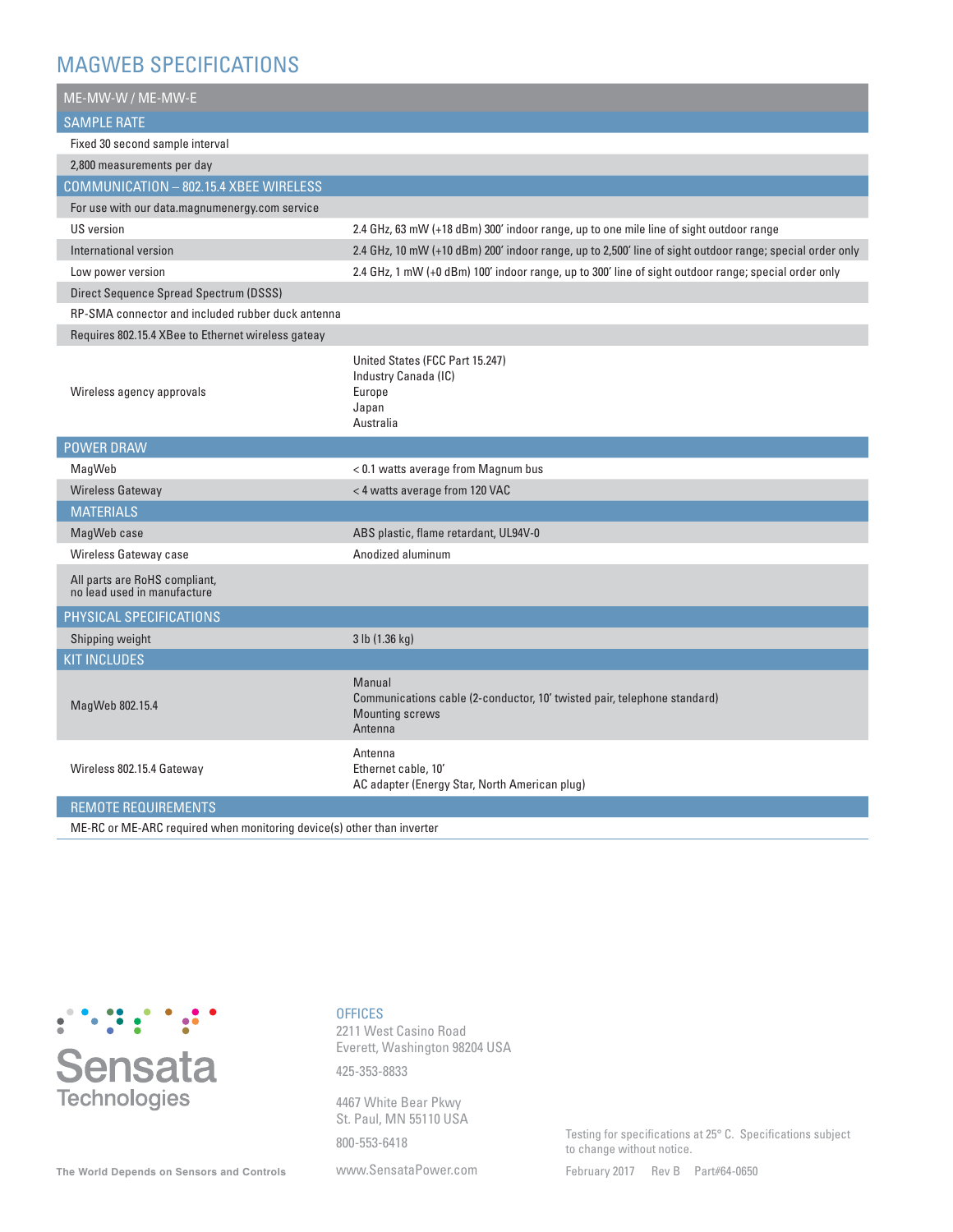## MAGWEB SPECIFICATIONS

| ME-MW-W / ME-MW-E | |
|---|---|
| **SAMPLE RATE** | |
| Fixed 30 second sample interval | |
| 2,800 measurements per day | |
| **COMMUNICATION – 802.15.4 XBEE WIRELESS** | |
| For use with our data.magnumenergy.com service | |
| US version | 2.4 GHz, 63 mW (+18 dBm) 300' indoor range, up to one mile line of sight outdoor range |
| International version | 2.4 GHz, 10 mW (+10 dBm) 200' indoor range, up to 2,500' line of sight outdoor range; special order only |
| Low power version | 2.4 GHz, 1 mW (+0 dBm) 100' indoor range, up to 300' line of sight outdoor range; special order only |
| Direct Sequence Spread Spectrum (DSSS) | |
| RP-SMA connector and included rubber duck antenna | |
| Requires 802.15.4 XBee to Ethernet wireless gateay | |
| Wireless agency approvals | United States (FCC Part 15.247)<br>Industry Canada (IC)<br>Europe<br>Japan<br>Australia |
| **POWER DRAW** | |
| MagWeb | < 0.1 watts average from Magnum bus |
| Wireless Gateway | < 4 watts average from 120 VAC |
| **MATERIALS** | |
| MagWeb case | ABS plastic, flame retardant, UL94V-0 |
| Wireless Gateway case | Anodized aluminum |
| All parts are RoHS compliant, no lead used in manufacture | |
| **PHYSICAL SPECIFICATIONS** | |
| Shipping weight | 3 lb (1.36 kg) |
| **KIT INCLUDES** | |
| MagWeb 802.15.4 | Manual<br>Communications cable (2-conductor, 10' twisted pair, telephone standard)<br>Mounting screws<br>Antenna |
| Wireless 802.15.4 Gateway | Antenna<br>Ethernet cable, 10'<br>AC adapter (Energy Star, North American plug) |
| **REMOTE REQUIREMENTS** | |
| ME-RC or ME-ARC required when monitoring device(s) other than inverter | |

Sensata Technologies

The World Depends on Sensors and Controls

OFFICES

2211 West Casino Road
Everett, Washington 98204 USA

425-353-8833

4467 White Bear Pkwy
St. Paul, MN 55110 USA

800-553-6418

www.SensataPower.com

Testing for specifications at 25° C. Specifications subject to change without notice.

February 2017 Rev B Part#64-0650